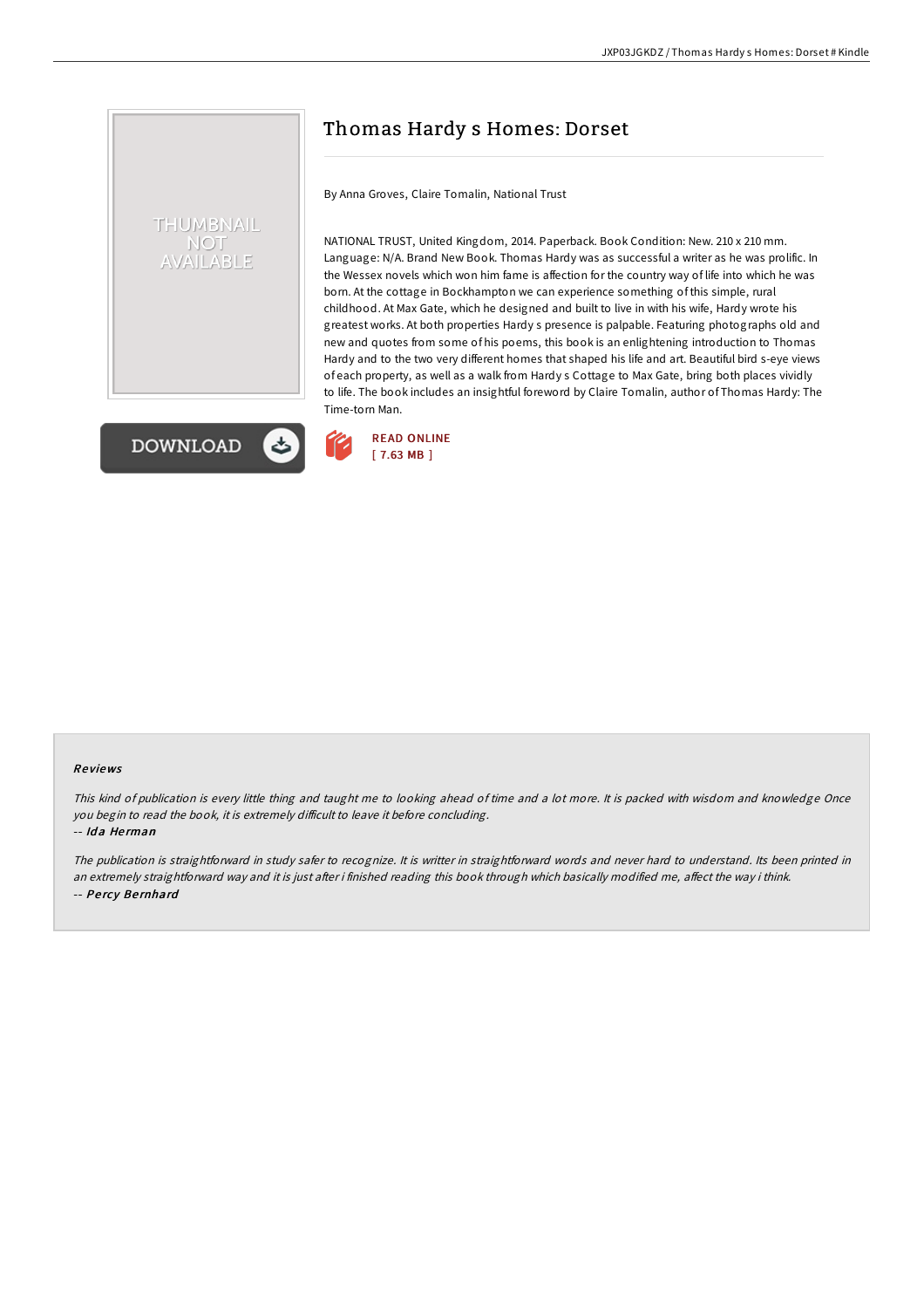# Thomas Hardy s Homes: Dorset

By Anna Groves, Claire Tomalin, National Trust

NATIONAL TRUST, United Kingdom, 2014. Paperback. Book Condition: New. 210 x 210 mm. Language: N/A. Brand New Book. Thomas Hardy was as successful a writer as he was prolific. In the Wessex novels which won him fame is affection for the country way of life into which he was born. At the cottage in Bockhampton we can experience something of this simple, rural childhood. At Max Gate, which he designed and built to live in with his wife, Hardy wrote his greatest works. At both properties Hardy s presence is palpable. Featuring photographs old and new and quotes from some of his poems, this book is an enlightening introduction to Thomas Hardy and to the two very different homes that shaped his life and art. Beautiful bird s-eye views of each property, as well as a walk from Hardy s Cottage to Max Gate, bring both places vividly to life. The book includes an insightful foreword by Claire Tomalin, author of Thomas Hardy: The Time-torn Man.

DOWNLOAD

READ ONLINE
[ 7.63 MB ]

## Reviews

*This kind of publication is every little thing and taught me to looking ahead of time and a lot more. It is packed with wisdom and knowledge Once you begin to read the book, it is extremely difficult to leave it before concluding.*

-- *Ida Herman*

*The publication is straightforward in study safer to recognize. It is writter in straightforward words and never hard to understand. Its been printed in an extremely straightforward way and it is just after i finished reading this book through which basically modified me, affect the way i think.*

-- *Percy Bernhard*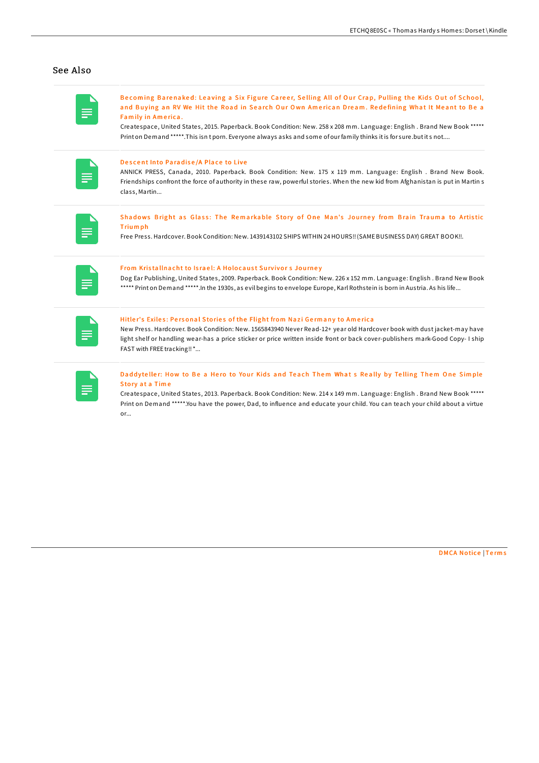## See Also

**Becoming Barenaked: Leaving a Six Figure Career, Selling All of Our Crap, Pulling the Kids Out of School, and Buying an RV We Hit the Road in Search Our Own American Dream. Redefining What It Meant to Be a Family in America.**

Createspace, United States, 2015. Paperback. Book Condition: New. 258 x 208 mm. Language: English . Brand New Book ***** Print on Demand *****.This isn t porn. Everyone always asks and some of our family thinks it is for sure.but it s not....

**Descent Into Paradise/A Place to Live**

ANNICK PRESS, Canada, 2010. Paperback. Book Condition: New. 175 x 119 mm. Language: English . Brand New Book. Friendships confront the force of authority in these raw, powerful stories. When the new kid from Afghanistan is put in Martin s class, Martin...

**Shadows Bright as Glass: The Remarkable Story of One Man's Journey from Brain Trauma to Artistic Triumph**

Free Press. Hardcover. Book Condition: New. 1439143102 SHIPS WITHIN 24 HOURS!! (SAME BUSINESS DAY) GREAT BOOK!!.

**From Kristallnacht to Israel: A Holocaust Survivor s Journey**

Dog Ear Publishing, United States, 2009. Paperback. Book Condition: New. 226 x 152 mm. Language: English . Brand New Book ***** Print on Demand *****.In the 1930s, as evil begins to envelope Europe, Karl Rothstein is born in Austria. As his life...

**Hitler's Exiles: Personal Stories of the Flight from Nazi Germany to America**

New Press. Hardcover. Book Condition: New. 1565843940 Never Read-12+ year old Hardcover book with dust jacket-may have light shelf or handling wear-has a price sticker or price written inside front or back cover-publishers mark-Good Copy- I ship FAST with FREE tracking!! *...

**Daddyteller: How to Be a Hero to Your Kids and Teach Them What s Really by Telling Them One Simple Story at a Time**

Createspace, United States, 2013. Paperback. Book Condition: New. 214 x 149 mm. Language: English . Brand New Book ***** Print on Demand *****.You have the power, Dad, to influence and educate your child. You can teach your child about a virtue or...

DMCA Notice | Terms